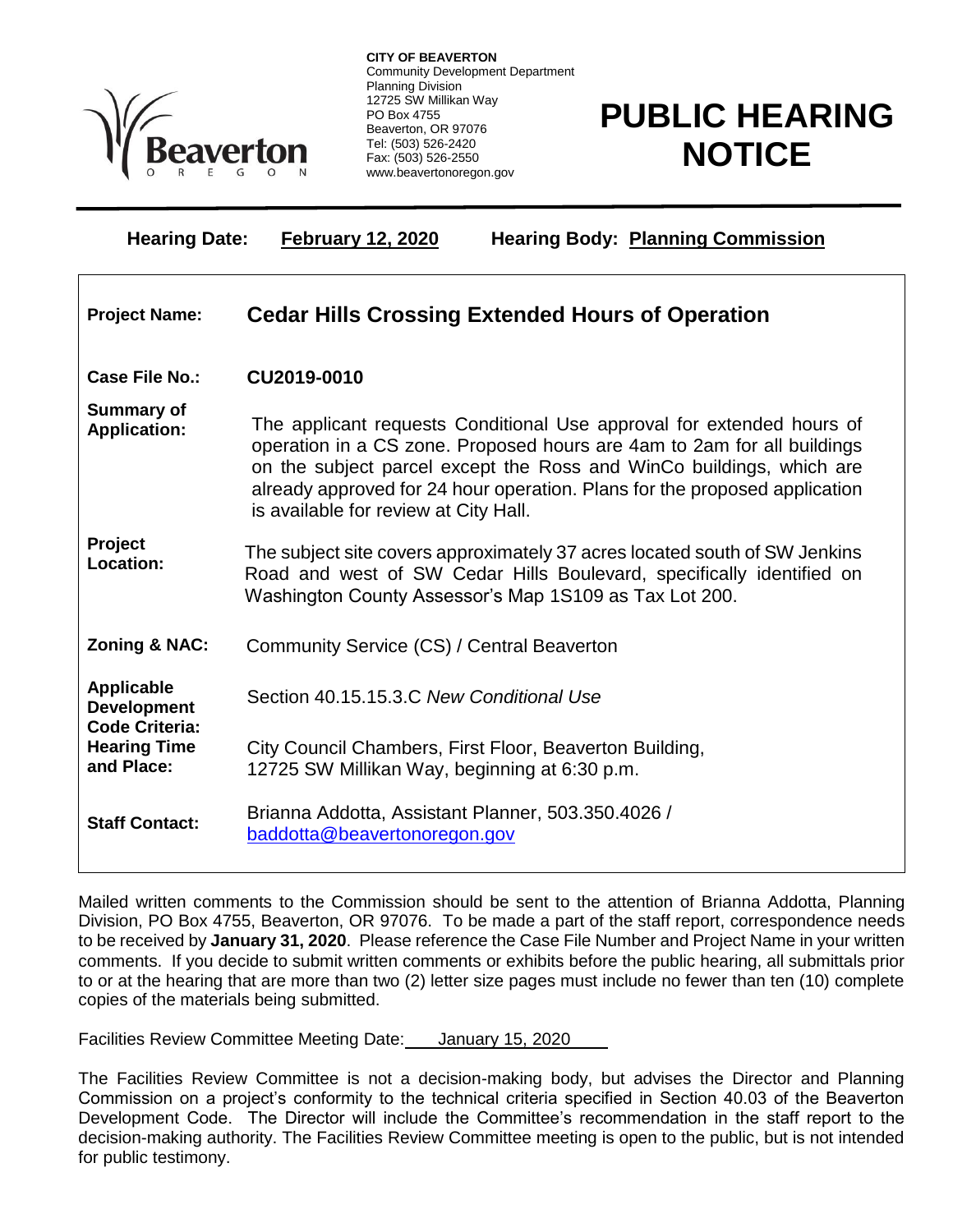**CITY OF BEAVERTON**
Community Development Department
Planning Division
12725 SW Millikan Way
PO Box 4755
Beaverton, OR 97076
Tel: (503) 526-2420
Fax: (503) 526-2550
www.beavertonoregon.gov

# PUBLIC HEARING NOTICE

**Hearing Date:** **February 12, 2020** **Hearing Body:** **Planning Commission**

| | |
|---|---|
| **Project Name:** | **Cedar Hills Crossing Extended Hours of Operation** |
| **Case File No.:** | **CU2019-0010** |
| **Summary of Application:** | The applicant requests Conditional Use approval for extended hours of operation in a CS zone. Proposed hours are 4am to 2am for all buildings on the subject parcel except the Ross and WinCo buildings, which are already approved for 24 hour operation. Plans for the proposed application is available for review at City Hall. |
| **Project Location:** | The subject site covers approximately 37 acres located south of SW Jenkins Road and west of SW Cedar Hills Boulevard, specifically identified on Washington County Assessor's Map 1S109 as Tax Lot 200. |
| **Zoning & NAC:** | Community Service (CS) / Central Beaverton |
| **Applicable Development Code Criteria:** | Section 40.15.15.3.C *New Conditional Use* |
| **Hearing Time and Place:** | City Council Chambers, First Floor, Beaverton Building, 12725 SW Millikan Way, beginning at 6:30 p.m. |
| **Staff Contact:** | Brianna Addotta, Assistant Planner, 503.350.4026 / baddotta@beavertonoregon.gov |

Mailed written comments to the Commission should be sent to the attention of Brianna Addotta, Planning Division, PO Box 4755, Beaverton, OR 97076. To be made a part of the staff report, correspondence needs to be received by **January 31, 2020**. Please reference the Case File Number and Project Name in your written comments. If you decide to submit written comments or exhibits before the public hearing, all submittals prior to or at the hearing that are more than two (2) letter size pages must include no fewer than ten (10) complete copies of the materials being submitted.

Facilities Review Committee Meeting Date: January 15, 2020

The Facilities Review Committee is not a decision-making body, but advises the Director and Planning Commission on a project's conformity to the technical criteria specified in Section 40.03 of the Beaverton Development Code. The Director will include the Committee's recommendation in the staff report to the decision-making authority. The Facilities Review Committee meeting is open to the public, but is not intended for public testimony.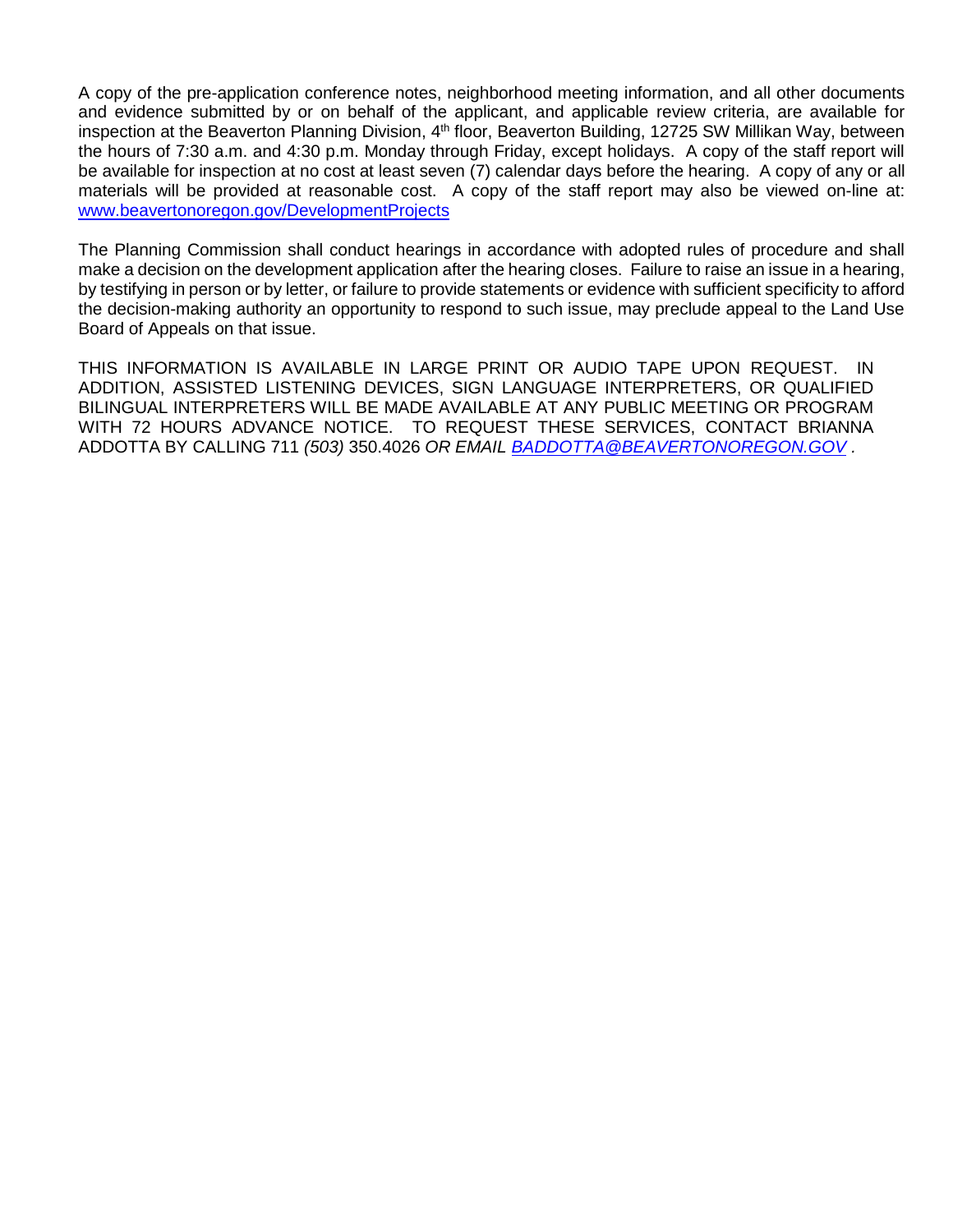A copy of the pre-application conference notes, neighborhood meeting information, and all other documents and evidence submitted by or on behalf of the applicant, and applicable review criteria, are available for inspection at the Beaverton Planning Division, 4th floor, Beaverton Building, 12725 SW Millikan Way, between the hours of 7:30 a.m. and 4:30 p.m. Monday through Friday, except holidays. A copy of the staff report will be available for inspection at no cost at least seven (7) calendar days before the hearing. A copy of any or all materials will be provided at reasonable cost. A copy of the staff report may also be viewed on-line at: [www.beavertonoregon.gov/DevelopmentProjects](http://www.beavertonoregon.gov/DevelopmentProjects)

The Planning Commission shall conduct hearings in accordance with adopted rules of procedure and shall make a decision on the development application after the hearing closes. Failure to raise an issue in a hearing, by testifying in person or by letter, or failure to provide statements or evidence with sufficient specificity to afford the decision-making authority an opportunity to respond to such issue, may preclude appeal to the Land Use Board of Appeals on that issue.

THIS INFORMATION IS AVAILABLE IN LARGE PRINT OR AUDIO TAPE UPON REQUEST. IN ADDITION, ASSISTED LISTENING DEVICES, SIGN LANGUAGE INTERPRETERS, OR QUALIFIED BILINGUAL INTERPRETERS WILL BE MADE AVAILABLE AT ANY PUBLIC MEETING OR PROGRAM WITH 72 HOURS ADVANCE NOTICE. TO REQUEST THESE SERVICES, CONTACT BRIANNA ADDOTTA BY CALLING 711 *(503)* 350.4026 *OR EMAIL* [*BADDOTTA@BEAVERTONOREGON.GOV*](mailto:BADDOTTA@BEAVERTONOREGON.GOV) *.*